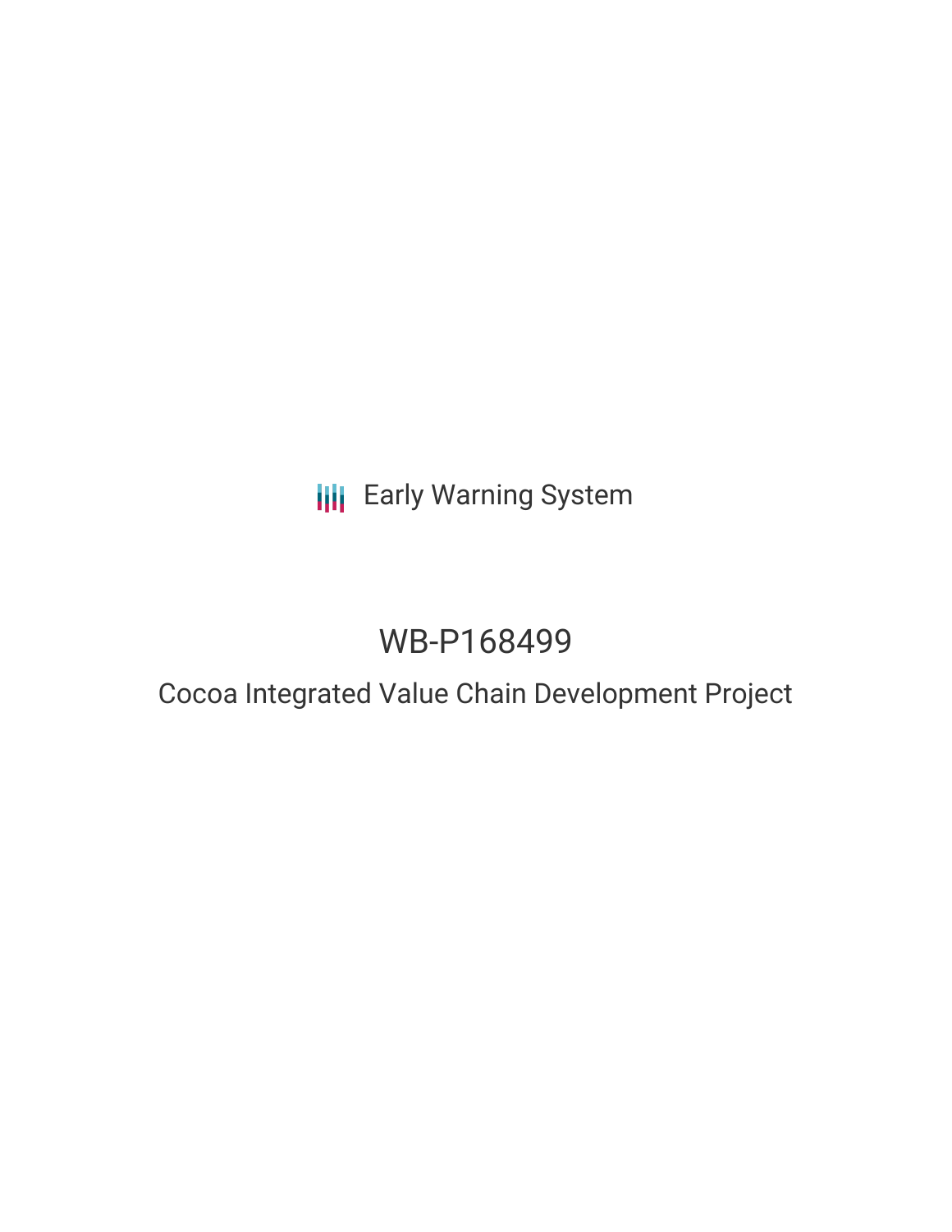Early Warning System

# WB-P168499

## Cocoa Integrated Value Chain Development Project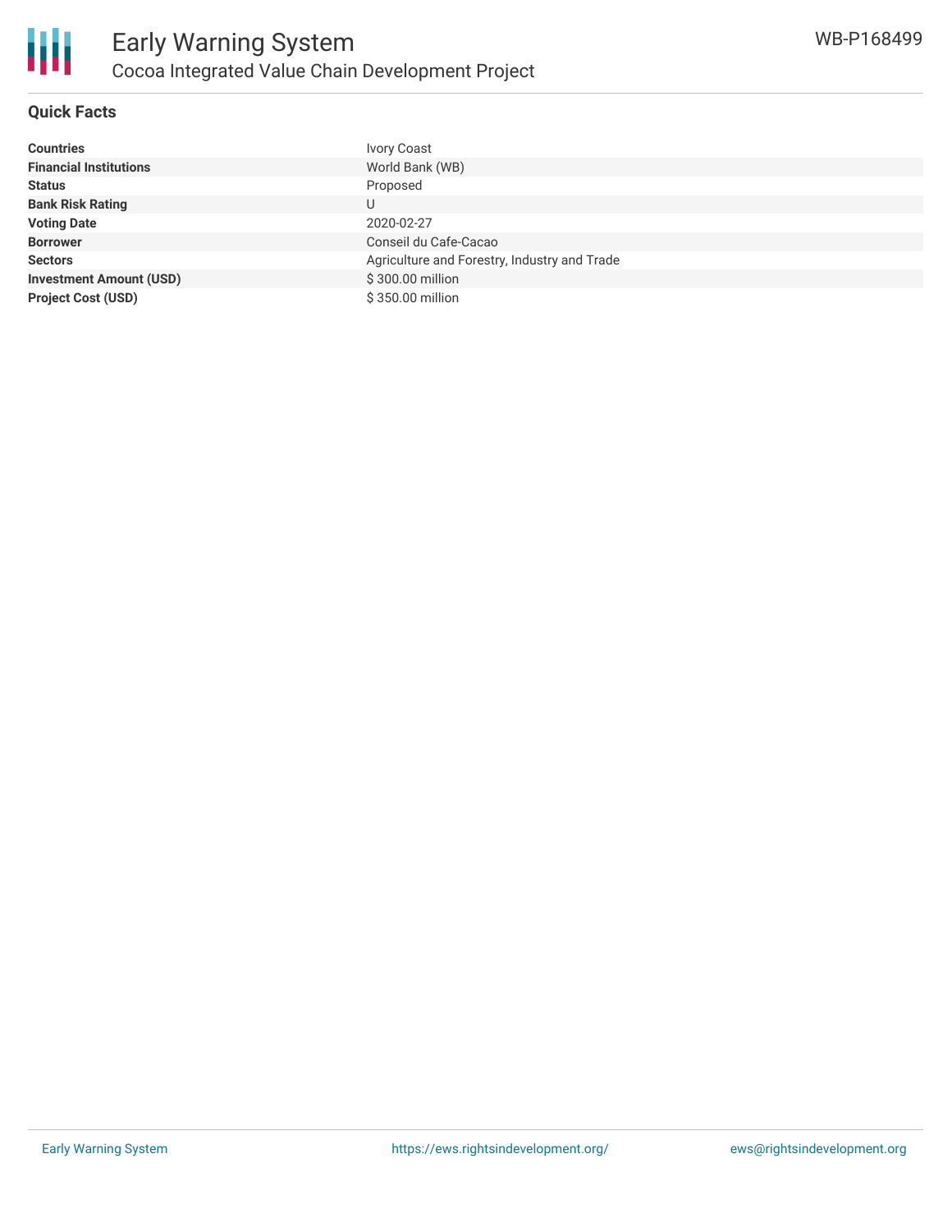## Quick Facts

| | |
|---|---|
| **Countries** | Ivory Coast |
| **Financial Institutions** | World Bank (WB) |
| **Status** | Proposed |
| **Bank Risk Rating** | U |
| **Voting Date** | 2020-02-27 |
| **Borrower** | Conseil du Cafe-Cacao |
| **Sectors** | Agriculture and Forestry, Industry and Trade |
| **Investment Amount (USD)** | $ 300.00 million |
| **Project Cost (USD)** | $ 350.00 million |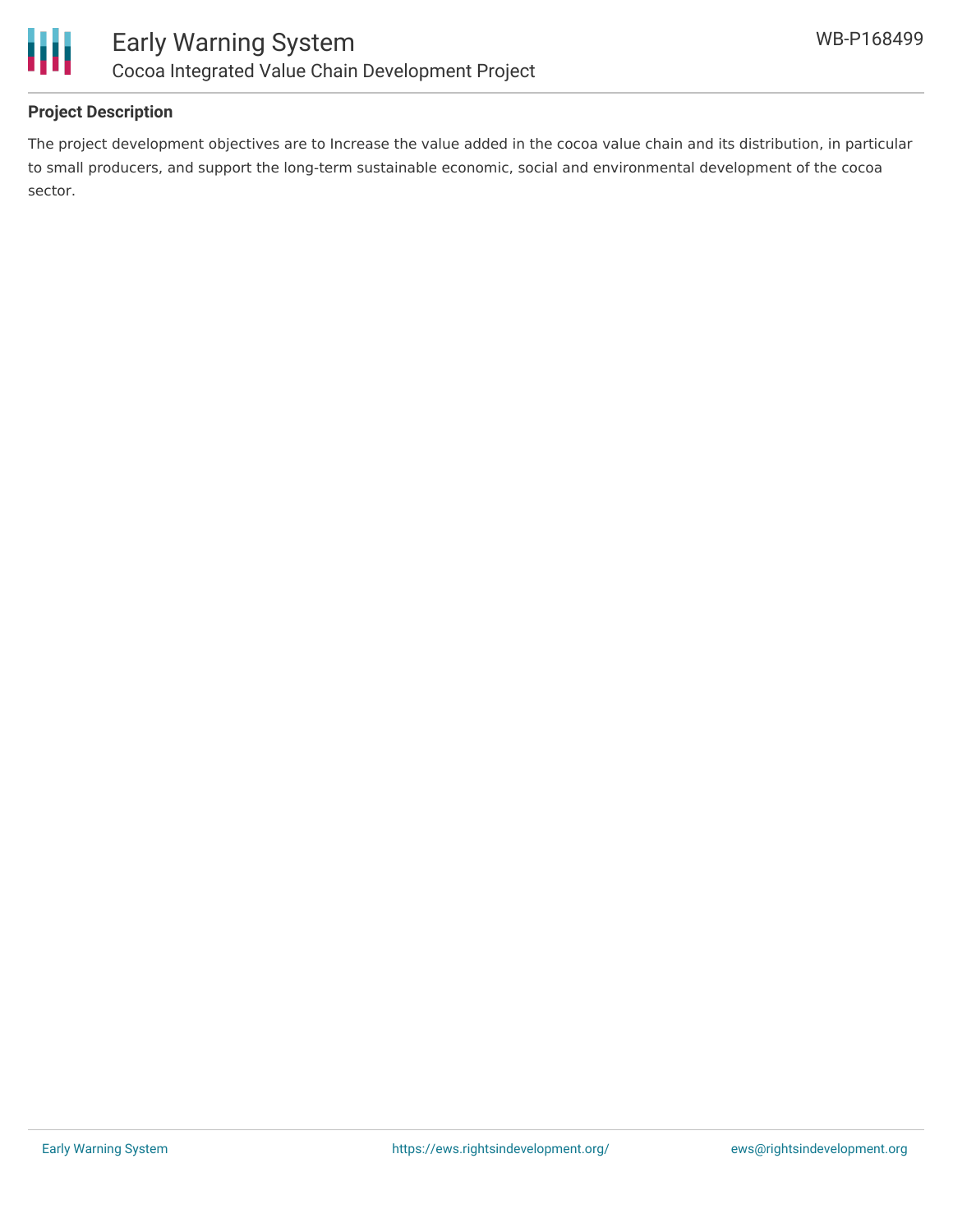**Project Description**

The project development objectives are to Increase the value added in the cocoa value chain and its distribution, in particular to small producers, and support the long-term sustainable economic, social and environmental development of the cocoa sector.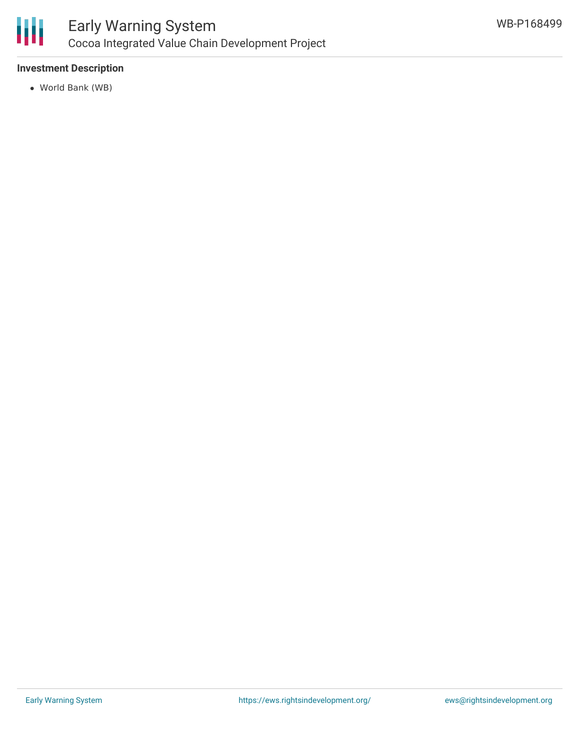**Investment Description**

- World Bank (WB)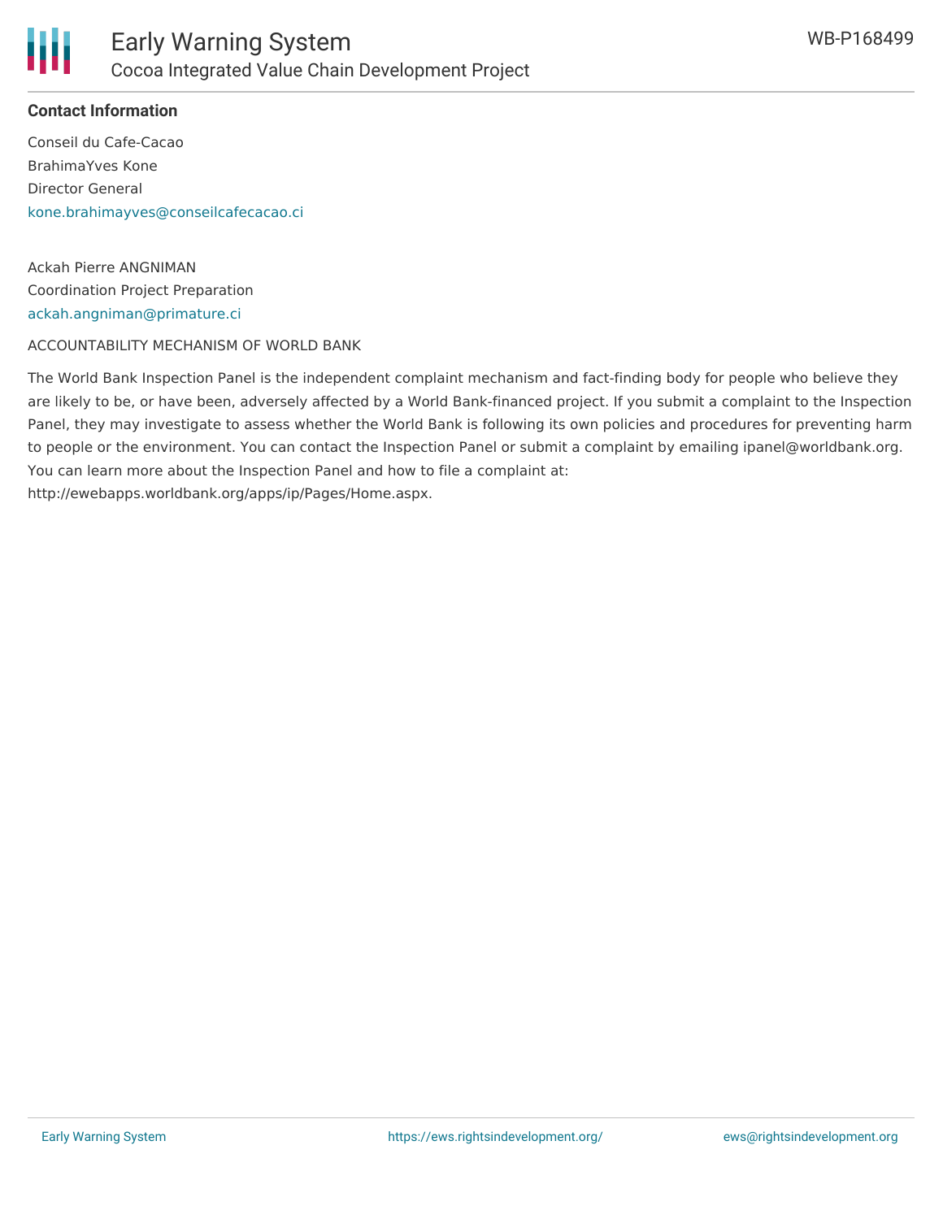**Contact Information**

Conseil du Cafe-Cacao
BrahimaYves Kone
Director General
kone.brahimayves@conseilcafecacao.ci

Ackah Pierre ANGNIMAN
Coordination Project Preparation
ackah.angniman@primature.ci

ACCOUNTABILITY MECHANISM OF WORLD BANK

The World Bank Inspection Panel is the independent complaint mechanism and fact-finding body for people who believe they are likely to be, or have been, adversely affected by a World Bank-financed project. If you submit a complaint to the Inspection Panel, they may investigate to assess whether the World Bank is following its own policies and procedures for preventing harm to people or the environment. You can contact the Inspection Panel or submit a complaint by emailing ipanel@worldbank.org. You can learn more about the Inspection Panel and how to file a complaint at: http://ewebapps.worldbank.org/apps/ip/Pages/Home.aspx.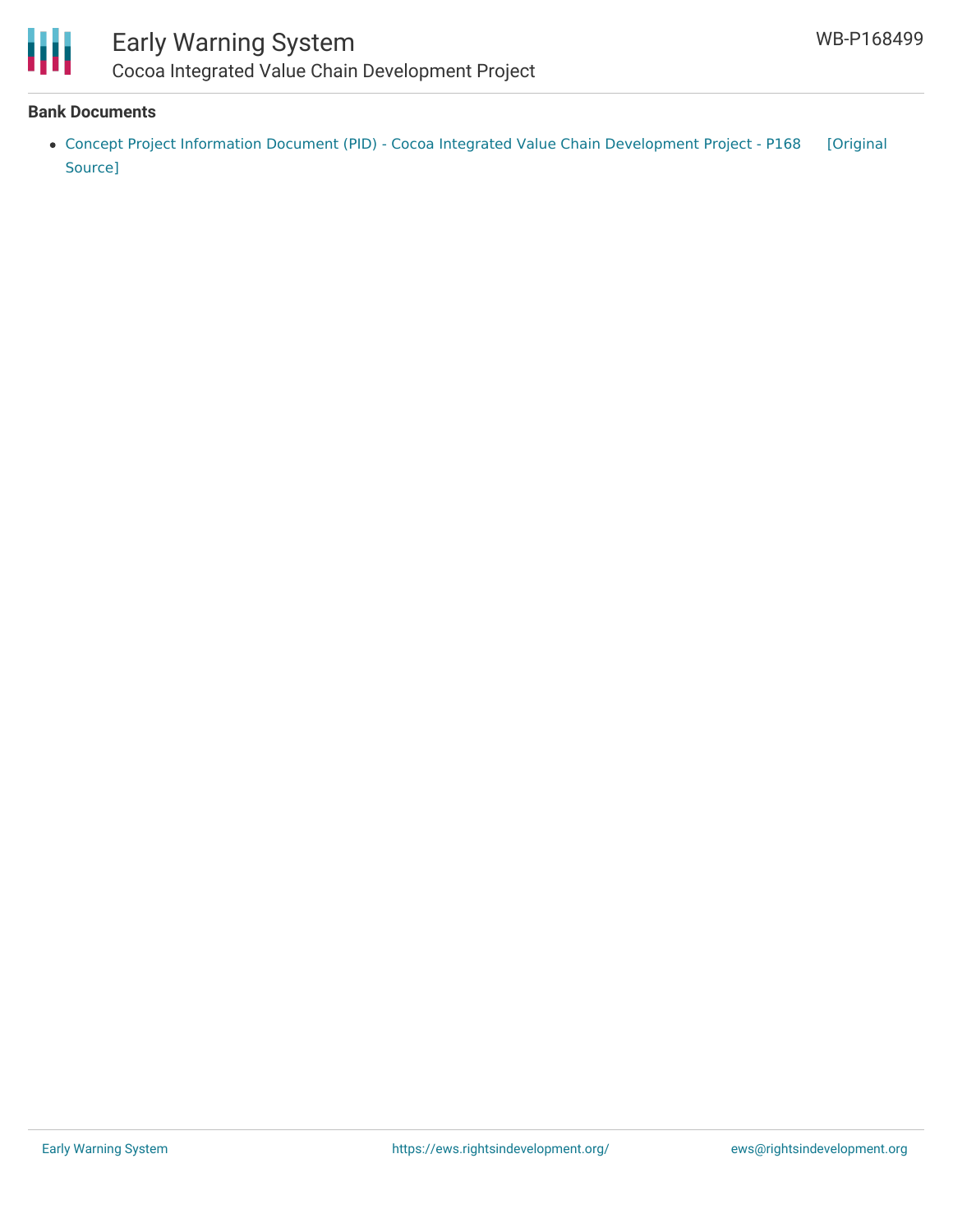**Bank Documents**

- Concept Project Information Document (PID) - Cocoa Integrated Value Chain Development Project - P168 [Original Source]